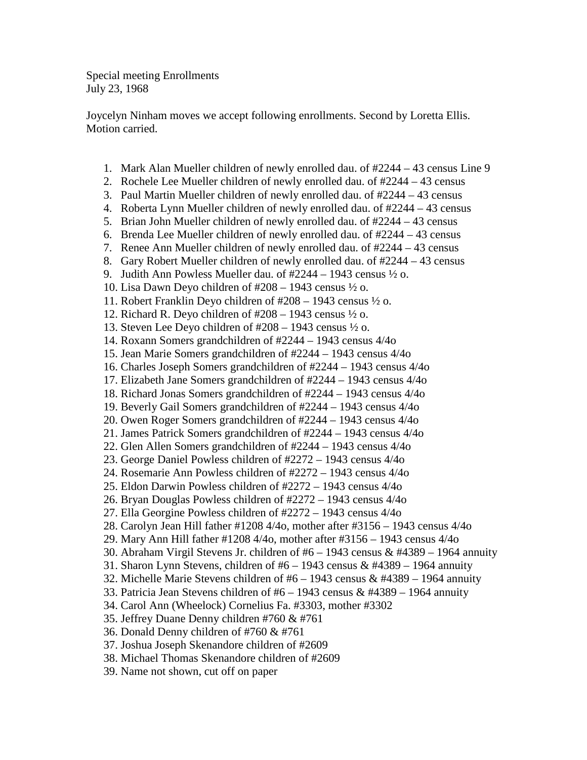Special meeting Enrollments
July 23, 1968

Joycelyn Ninham moves we accept following enrollments. Second by Loretta Ellis. Motion carried.

1. Mark Alan Mueller children of newly enrolled dau. of #2244 – 43 census Line 9
2. Rochele Lee Mueller children of newly enrolled dau. of #2244 – 43 census
3. Paul Martin Mueller children of newly enrolled dau. of #2244 – 43 census
4. Roberta Lynn Mueller children of newly enrolled dau. of #2244 – 43 census
5. Brian John Mueller children of newly enrolled dau. of #2244 – 43 census
6. Brenda Lee Mueller children of newly enrolled dau. of #2244 – 43 census
7. Renee Ann Mueller children of newly enrolled dau. of #2244 – 43 census
8. Gary Robert Mueller children of newly enrolled dau. of #2244 – 43 census
9. Judith Ann Powless Mueller dau. of #2244 – 1943 census ½ o.
10. Lisa Dawn Deyo children of #208 – 1943 census ½ o.
11. Robert Franklin Deyo children of #208 – 1943 census ½ o.
12. Richard R. Deyo children of #208 – 1943 census ½ o.
13. Steven Lee Deyo children of #208 – 1943 census ½ o.
14. Roxann Somers grandchildren of #2244 – 1943 census 4/4o
15. Jean Marie Somers grandchildren of #2244 – 1943 census 4/4o
16. Charles Joseph Somers grandchildren of #2244 – 1943 census 4/4o
17. Elizabeth Jane Somers grandchildren of #2244 – 1943 census 4/4o
18. Richard Jonas Somers grandchildren of #2244 – 1943 census 4/4o
19. Beverly Gail Somers grandchildren of #2244 – 1943 census 4/4o
20. Owen Roger Somers grandchildren of #2244 – 1943 census 4/4o
21. James Patrick Somers grandchildren of #2244 – 1943 census 4/4o
22. Glen Allen Somers grandchildren of #2244 – 1943 census 4/4o
23. George Daniel Powless children of #2272 – 1943 census 4/4o
24. Rosemarie Ann Powless children of #2272 – 1943 census 4/4o
25. Eldon Darwin Powless children of #2272 – 1943 census 4/4o
26. Bryan Douglas Powless children of #2272 – 1943 census 4/4o
27. Ella Georgine Powless children of #2272 – 1943 census 4/4o
28. Carolyn Jean Hill father #1208 4/4o, mother after #3156 – 1943 census 4/4o
29. Mary Ann Hill father #1208 4/4o, mother after #3156 – 1943 census 4/4o
30. Abraham Virgil Stevens Jr. children of #6 – 1943 census & #4389 – 1964 annuity
31. Sharon Lynn Stevens, children of #6 – 1943 census & #4389 – 1964 annuity
32. Michelle Marie Stevens children of #6 – 1943 census & #4389 – 1964 annuity
33. Patricia Jean Stevens children of #6 – 1943 census & #4389 – 1964 annuity
34. Carol Ann (Wheelock) Cornelius Fa. #3303, mother #3302
35. Jeffrey Duane Denny children #760 & #761
36. Donald Denny children of #760 & #761
37. Joshua Joseph Skenandore children of #2609
38. Michael Thomas Skenandore children of #2609
39. Name not shown, cut off on paper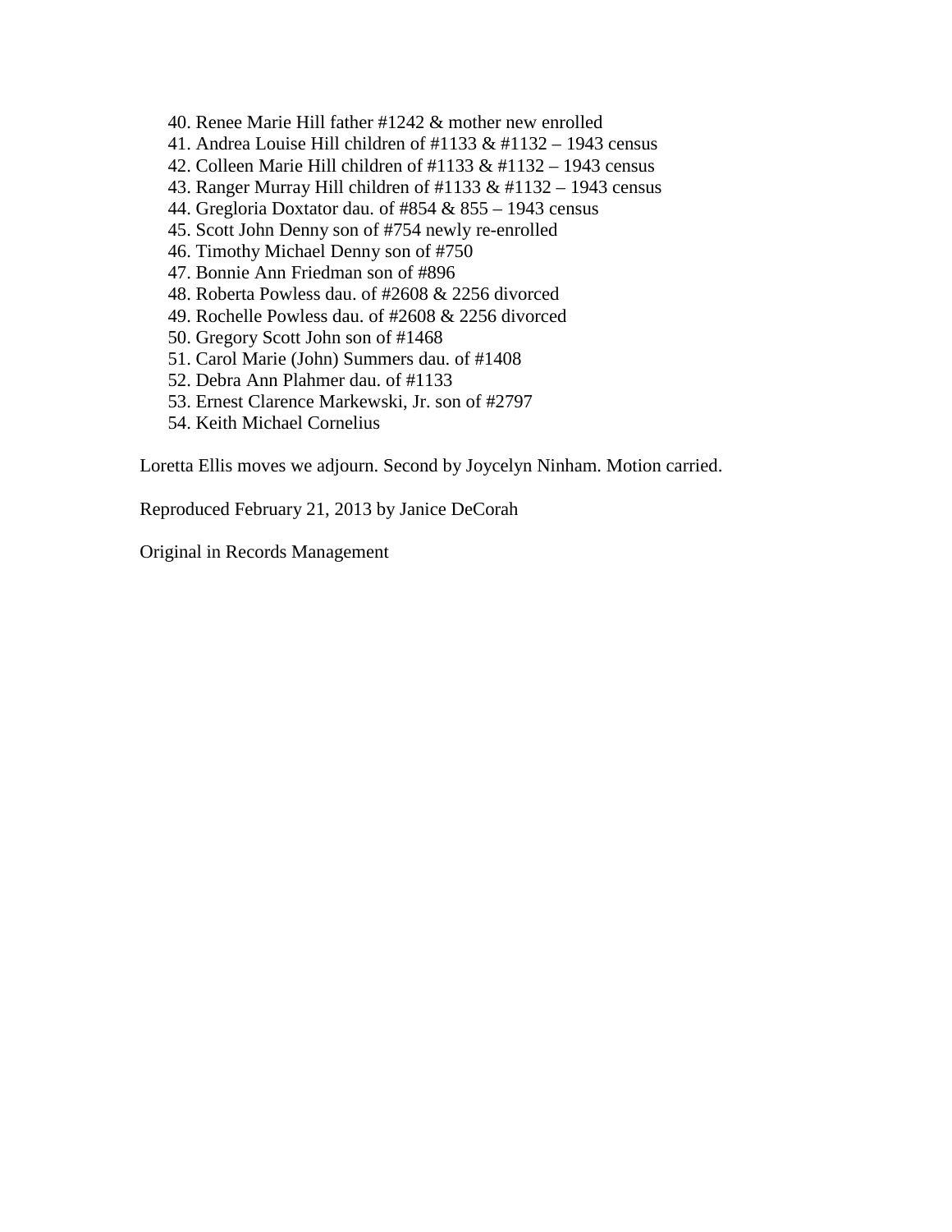40. Renee Marie Hill father #1242 & mother new enrolled
41. Andrea Louise Hill children of #1133 & #1132 – 1943 census
42. Colleen Marie Hill children of #1133 & #1132 – 1943 census
43. Ranger Murray Hill children of #1133 & #1132 – 1943 census
44. Gregloria Doxtator dau. of #854 & 855 – 1943 census
45. Scott John Denny son of #754 newly re-enrolled
46. Timothy Michael Denny son of #750
47. Bonnie Ann Friedman son of #896
48. Roberta Powless dau. of #2608 & 2256 divorced
49. Rochelle Powless dau. of #2608 & 2256 divorced
50. Gregory Scott John son of #1468
51. Carol Marie (John) Summers dau. of #1408
52. Debra Ann Plahmer dau. of #1133
53. Ernest Clarence Markewski, Jr. son of #2797
54. Keith Michael Cornelius

Loretta Ellis moves we adjourn. Second by Joycelyn Ninham. Motion carried.

Reproduced February 21, 2013 by Janice DeCorah

Original in Records Management